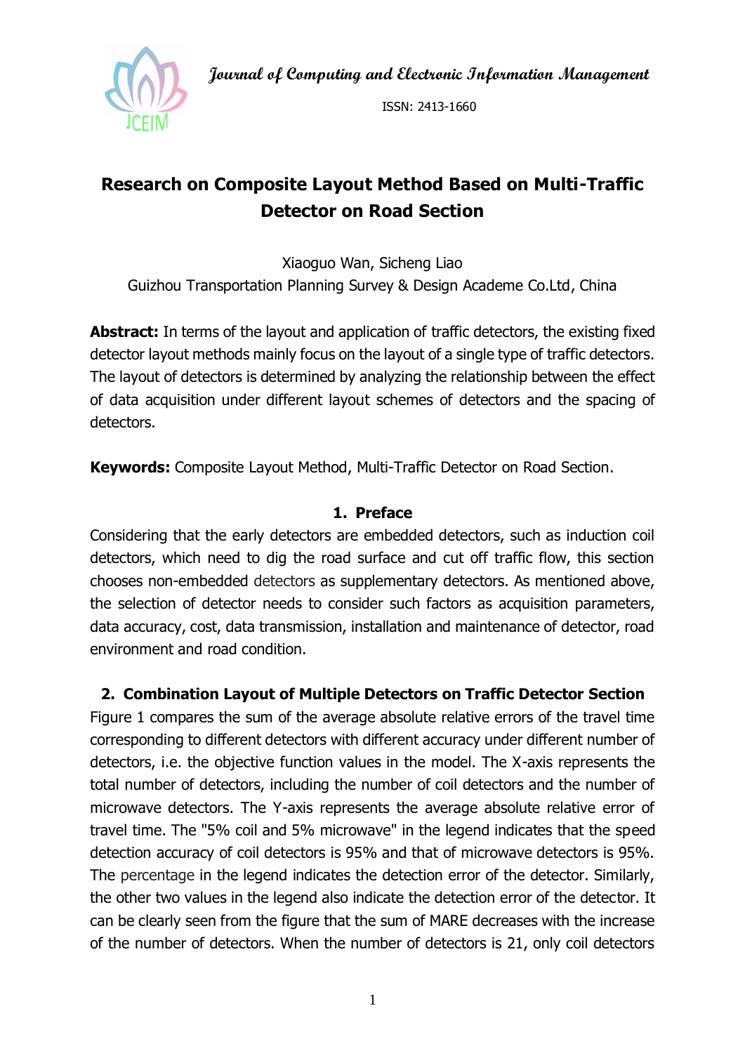# Research on Composite Layout Method Based on Multi-Traffic Detector on Road Section

Xiaoguo Wan, Sicheng Liao

Guizhou Transportation Planning Survey & Design Academe Co.Ltd, China

**Abstract:** In terms of the layout and application of traffic detectors, the existing fixed detector layout methods mainly focus on the layout of a single type of traffic detectors. The layout of detectors is determined by analyzing the relationship between the effect of data acquisition under different layout schemes of detectors and the spacing of detectors.

**Keywords:** Composite Layout Method, Multi-Traffic Detector on Road Section.

## 1. Preface

Considering that the early detectors are embedded detectors, such as induction coil detectors, which need to dig the road surface and cut off traffic flow, this section chooses non-embedded detectors as supplementary detectors. As mentioned above, the selection of detector needs to consider such factors as acquisition parameters, data accuracy, cost, data transmission, installation and maintenance of detector, road environment and road condition.

## 2. Combination Layout of Multiple Detectors on Traffic Detector Section

Figure 1 compares the sum of the average absolute relative errors of the travel time corresponding to different detectors with different accuracy under different number of detectors, i.e. the objective function values in the model. The X-axis represents the total number of detectors, including the number of coil detectors and the number of microwave detectors. The Y-axis represents the average absolute relative error of travel time. The "5% coil and 5% microwave" in the legend indicates that the speed detection accuracy of coil detectors is 95% and that of microwave detectors is 95%. The percentage in the legend indicates the detection error of the detector. Similarly, the other two values in the legend also indicate the detection error of the detector. It can be clearly seen from the figure that the sum of MARE decreases with the increase of the number of detectors. When the number of detectors is 21, only coil detectors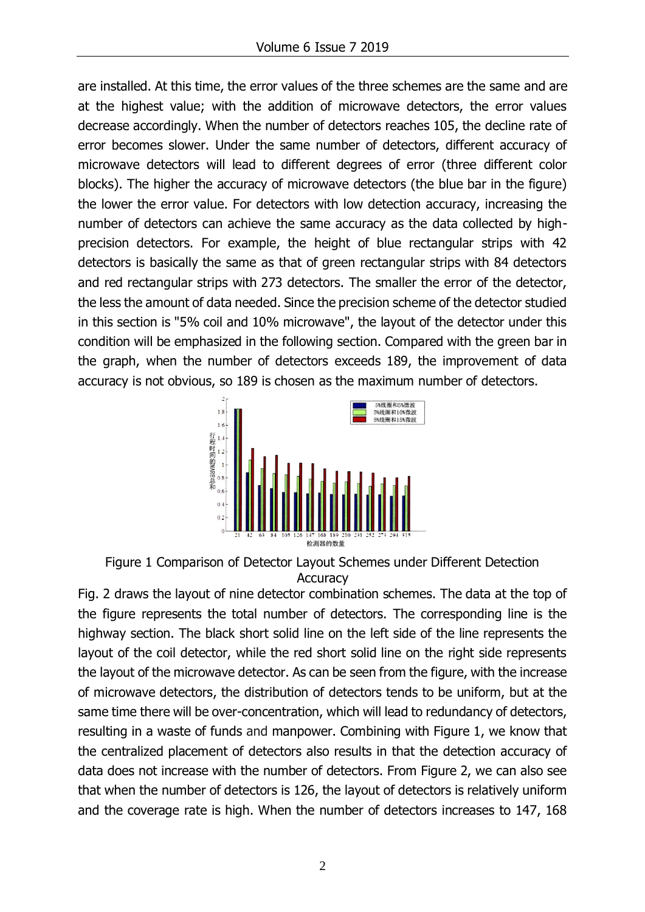are installed. At this time, the error values of the three schemes are the same and are at the highest value; with the addition of microwave detectors, the error values decrease accordingly. When the number of detectors reaches 105, the decline rate of error becomes slower. Under the same number of detectors, different accuracy of microwave detectors will lead to different degrees of error (three different color blocks). The higher the accuracy of microwave detectors (the blue bar in the figure) the lower the error value. For detectors with low detection accuracy, increasing the number of detectors can achieve the same accuracy as the data collected by high-precision detectors. For example, the height of blue rectangular strips with 42 detectors is basically the same as that of green rectangular strips with 84 detectors and red rectangular strips with 273 detectors. The smaller the error of the detector, the less the amount of data needed. Since the precision scheme of the detector studied in this section is "5% coil and 10% microwave", the layout of the detector under this condition will be emphasized in the following section. Compared with the green bar in the graph, when the number of detectors exceeds 189, the improvement of data accuracy is not obvious, so 189 is chosen as the maximum number of detectors.

Figure 1 Comparison of Detector Layout Schemes under Different Detection Accuracy

Fig. 2 draws the layout of nine detector combination schemes. The data at the top of the figure represents the total number of detectors. The corresponding line is the highway section. The black short solid line on the left side of the line represents the layout of the coil detector, while the red short solid line on the right side represents the layout of the microwave detector. As can be seen from the figure, with the increase of microwave detectors, the distribution of detectors tends to be uniform, but at the same time there will be over-concentration, which will lead to redundancy of detectors, resulting in a waste of funds and manpower. Combining with Figure 1, we know that the centralized placement of detectors also results in that the detection accuracy of data does not increase with the number of detectors. From Figure 2, we can also see that when the number of detectors is 126, the layout of detectors is relatively uniform and the coverage rate is high. When the number of detectors increases to 147, 168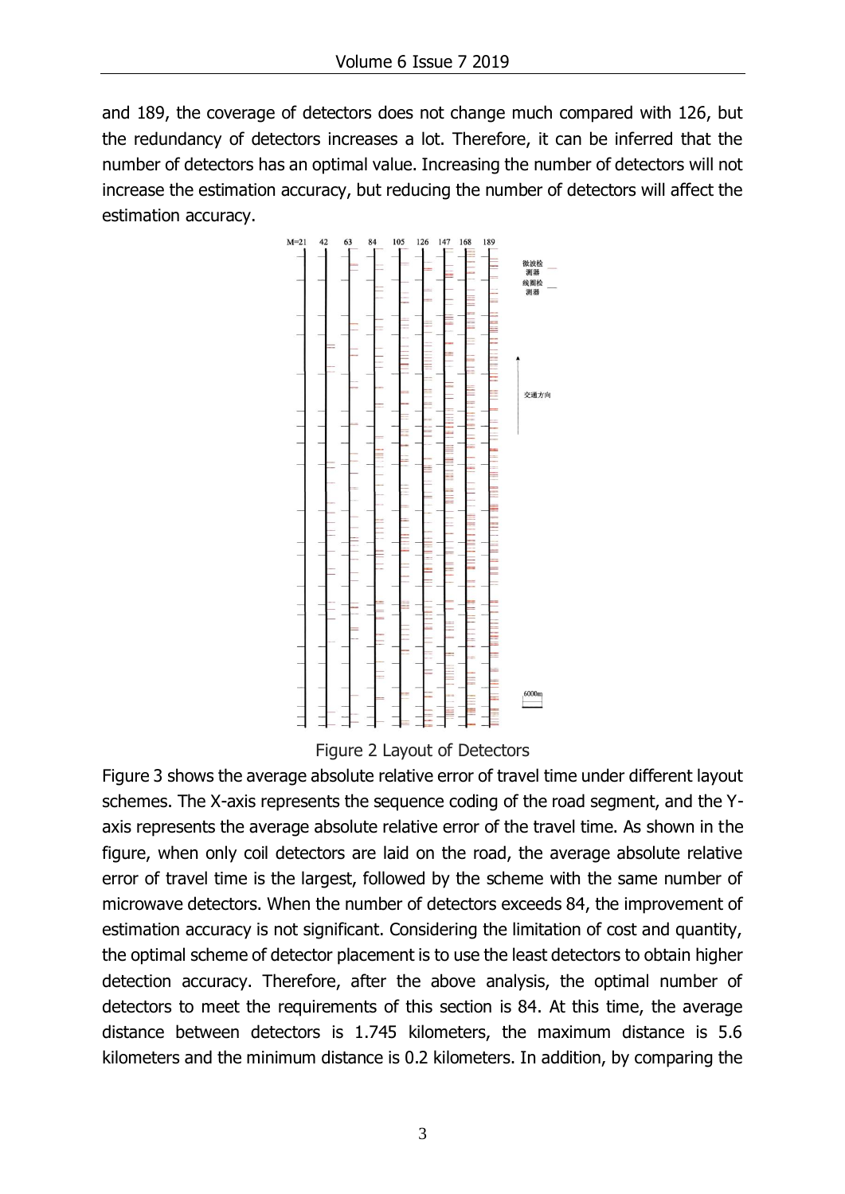and 189, the coverage of detectors does not change much compared with 126, but the redundancy of detectors increases a lot. Therefore, it can be inferred that the number of detectors has an optimal value. Increasing the number of detectors will not increase the estimation accuracy, but reducing the number of detectors will affect the estimation accuracy.

Figure 2 Layout of Detectors

Figure 3 shows the average absolute relative error of travel time under different layout schemes. The X-axis represents the sequence coding of the road segment, and the Y-axis represents the average absolute relative error of the travel time. As shown in the figure, when only coil detectors are laid on the road, the average absolute relative error of travel time is the largest, followed by the scheme with the same number of microwave detectors. When the number of detectors exceeds 84, the improvement of estimation accuracy is not significant. Considering the limitation of cost and quantity, the optimal scheme of detector placement is to use the least detectors to obtain higher detection accuracy. Therefore, after the above analysis, the optimal number of detectors to meet the requirements of this section is 84. At this time, the average distance between detectors is 1.745 kilometers, the maximum distance is 5.6 kilometers and the minimum distance is 0.2 kilometers. In addition, by comparing the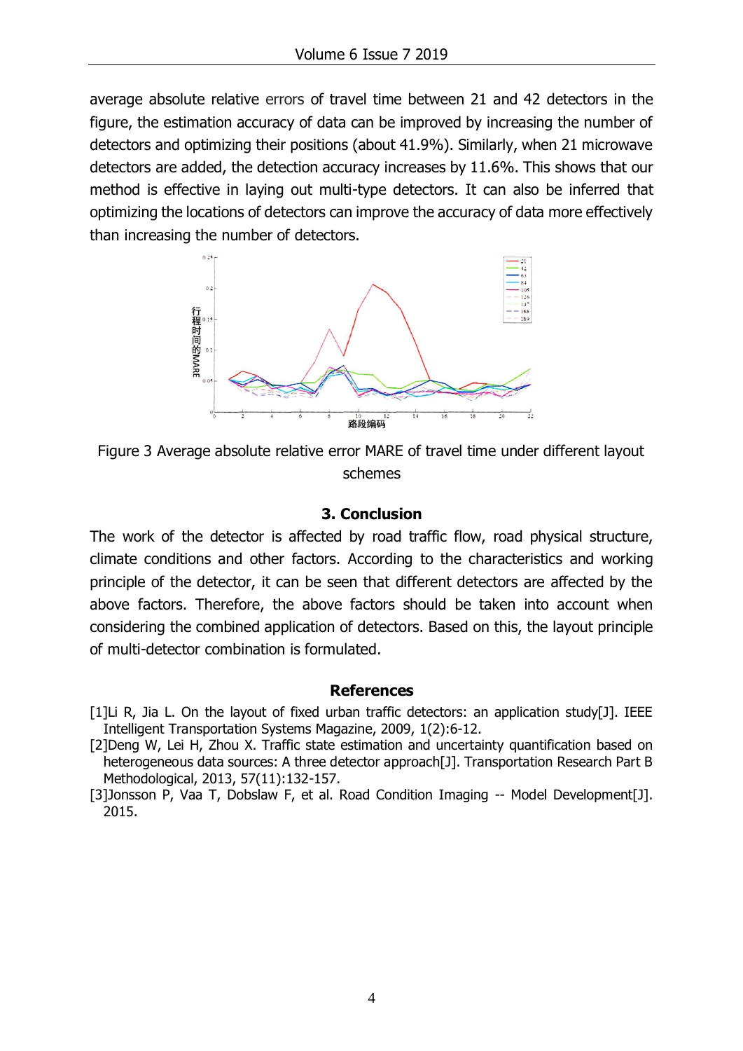average absolute relative errors of travel time between 21 and 42 detectors in the figure, the estimation accuracy of data can be improved by increasing the number of detectors and optimizing their positions (about 41.9%). Similarly, when 21 microwave detectors are added, the detection accuracy increases by 11.6%. This shows that our method is effective in laying out multi-type detectors. It can also be inferred that optimizing the locations of detectors can improve the accuracy of data more effectively than increasing the number of detectors.

行程时间的MARE

0.25
0.2
0.15
0.1
0.05
0

0 2 4 6 8 10 12 14 16 18 20 22

路段编码

21
42
63
84
105
126
147
168
189

Figure 3 Average absolute relative error MARE of travel time under different layout schemes

### 3. Conclusion

The work of the detector is affected by road traffic flow, road physical structure, climate conditions and other factors. According to the characteristics and working principle of the detector, it can be seen that different detectors are affected by the above factors. Therefore, the above factors should be taken into account when considering the combined application of detectors. Based on this, the layout principle of multi-detector combination is formulated.

### References

[1]Li R, Jia L. On the layout of fixed urban traffic detectors: an application study[J]. IEEE Intelligent Transportation Systems Magazine, 2009, 1(2):6-12.

[2]Deng W, Lei H, Zhou X. Traffic state estimation and uncertainty quantification based on heterogeneous data sources: A three detector approach[J]. Transportation Research Part B Methodological, 2013, 57(11):132-157.

[3]Jonsson P, Vaa T, Dobslaw F, et al. Road Condition Imaging -- Model Development[J]. 2015.